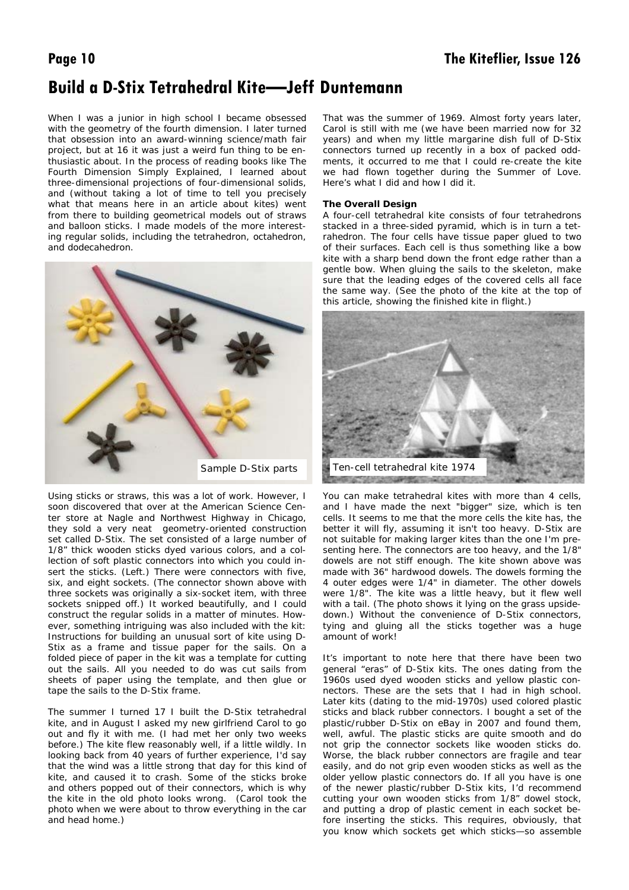# Build a D-Stix Tetrahedral Kite—Jeff Duntemann

When I was a junior in high school I became obsessed with the geometry of the fourth dimension. I later turned that obsession into an award-winning science/math fair project, but at 16 it was just a weird fun thing to be enthusiastic about. In the process of reading books like The Fourth Dimension Simply Explained, I learned about three-dimensional projections of four-dimensional solids, and (without taking a lot of time to tell you precisely what that means here in an article about kites) went from there to building geometrical models out of straws and balloon sticks. I made models of the more interesting regular solids, including the tetrahedron, octahedron, and dodecahedron.

Sample D-Stix parts

Using sticks or straws, this was a lot of work. However, I soon discovered that over at the American Science Center store at Nagle and Northwest Highway in Chicago, they sold a very neat geometry-oriented construction set called D-Stix. The set consisted of a large number of 1/8" thick wooden sticks dyed various colors, and a collection of soft plastic connectors into which you could insert the sticks. (Left.) There were connectors with five, six, and eight sockets. (The connector shown above with three sockets was originally a six-socket item, with three sockets snipped off.) It worked beautifully, and I could construct the regular solids in a matter of minutes. However, something intriguing was also included with the kit: Instructions for building an unusual sort of kite using D-Stix as a frame and tissue paper for the sails. On a folded piece of paper in the kit was a template for cutting out the sails. All you needed to do was cut sails from sheets of paper using the template, and then glue or tape the sails to the D-Stix frame.

The summer I turned 17 I built the D-Stix tetrahedral kite, and in August I asked my new girlfriend Carol to go out and fly it with me. (I had met her only two weeks before.) The kite flew reasonably well, if a little wildly. In looking back from 40 years of further experience, I'd say that the wind was a little strong that day for this kind of kite, and caused it to crash. Some of the sticks broke and others popped out of their connectors, which is why the kite in the old photo looks wrong. (Carol took the photo when we were about to throw everything in the car and head home.)

That was the summer of 1969. Almost forty years later, Carol is still with me (we have been married now for 32 years) and when my little margarine dish full of D-Stix connectors turned up recently in a box of packed oddments, it occurred to me that I could re-create the kite we had flown together during the Summer of Love. Here's what I did and how I did it.

**The Overall Design**

A four-cell tetrahedral kite consists of four tetrahedrons stacked in a three-sided pyramid, which is in turn a tetrahedron. The four cells have tissue paper glued to two of their surfaces. Each cell is thus something like a bow kite with a sharp bend down the front edge rather than a gentle bow. When gluing the sails to the skeleton, make sure that the leading edges of the covered cells all face the same way. (See the photo of the kite at the top of this article, showing the finished kite in flight.)

Ten-cell tetrahedral kite 1974

You can make tetrahedral kites with more than 4 cells, and I have made the next "bigger" size, which is ten cells. It seems to me that the more cells the kite has, the better it will fly, assuming it isn't too heavy. D-Stix are not suitable for making larger kites than the one I'm presenting here. The connectors are too heavy, and the 1/8" dowels are not stiff enough. The kite shown above was made with 36" hardwood dowels. The dowels forming the 4 outer edges were 1/4" in diameter. The other dowels were 1/8". The kite was a little heavy, but it flew well with a tail. (The photo shows it lying on the grass upside-down.) Without the convenience of D-Stix connectors, tying and gluing all the sticks together was a huge amount of work!

It's important to note here that there have been two general "eras" of D-Stix kits. The ones dating from the 1960s used dyed wooden sticks and yellow plastic connectors. These are the sets that I had in high school. Later kits (dating to the mid-1970s) used colored plastic sticks and black rubber connectors. I bought a set of the plastic/rubber D-Stix on eBay in 2007 and found them, well, awful. The plastic sticks are quite smooth and do not grip the connector sockets like wooden sticks do. Worse, the black rubber connectors are fragile and tear easily, and do not grip even wooden sticks as well as the older yellow plastic connectors do. If all you have is one of the newer plastic/rubber D-Stix kits, I'd recommend cutting your own wooden sticks from 1/8" dowel stock, and putting a drop of plastic cement in each socket before inserting the sticks. This requires, obviously, that you know which sockets get which sticks—so assemble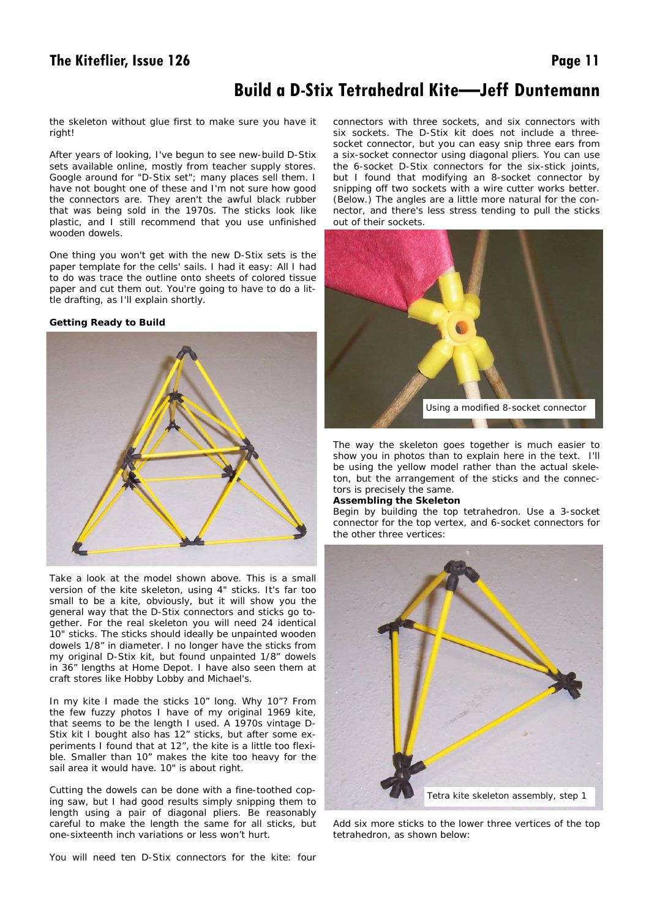## Build a D-Stix Tetrahedral Kite—Jeff Duntemann

the skeleton without glue first to make sure you have it right!

After years of looking, I've begun to see new-build D-Stix sets available online, mostly from teacher supply stores. Google around for "D-Stix set"; many places sell them. I have not bought one of these and I'm not sure how good the connectors are. They aren't the awful black rubber that was being sold in the 1970s. The sticks look like plastic, and I still recommend that you use unfinished wooden dowels.

One thing you won't get with the new D-Stix sets is the paper template for the cells' sails. I had it easy: All I had to do was trace the outline onto sheets of colored tissue paper and cut them out. You're going to have to do a little drafting, as I'll explain shortly.

**Getting Ready to Build**

Take a look at the model shown above. This is a small version of the kite skeleton, using 4" sticks. It's far too small to be a kite, obviously, but it will show you the general way that the D-Stix connectors and sticks go together. For the real skeleton you will need 24 identical 10" sticks. The sticks should ideally be unpainted wooden dowels 1/8" in diameter. I no longer have the sticks from my original D-Stix kit, but found unpainted 1/8" dowels in 36" lengths at Home Depot. I have also seen them at craft stores like Hobby Lobby and Michael's.

In my kite I made the sticks 10" long. Why 10"? From the few fuzzy photos I have of my original 1969 kite, that seems to be the length I used. A 1970s vintage D-Stix kit I bought also has 12" sticks, but after some experiments I found that at 12", the kite is a little too flexible. Smaller than 10" makes the kite too heavy for the sail area it would have. 10" is about right.

Cutting the dowels can be done with a fine-toothed coping saw, but I had good results simply snipping them to length using a pair of diagonal pliers. Be reasonably careful to make the length the same for all sticks, but one-sixteenth inch variations or less won't hurt.

You will need ten D-Stix connectors for the kite: four connectors with three sockets, and six connectors with six sockets. The D-Stix kit does not include a three-socket connector, but you can easy snip three ears from a six-socket connector using diagonal pliers. You can use the 6-socket D-Stix connectors for the six-stick joints, but I found that modifying an 8-socket connector by snipping off two sockets with a wire cutter works better. (Below.) The angles are a little more natural for the connector, and there's less stress tending to pull the sticks out of their sockets.

Using a modified 8-socket connector

The way the skeleton goes together is much easier to show you in photos than to explain here in the text. I'll be using the yellow model rather than the actual skeleton, but the arrangement of the sticks and the connectors is precisely the same.

**Assembling the Skeleton**

Begin by building the top tetrahedron. Use a 3-socket connector for the top vertex, and 6-socket connectors for the other three vertices:

Tetra kite skeleton assembly, step 1

Add six more sticks to the lower three vertices of the top tetrahedron, as shown below: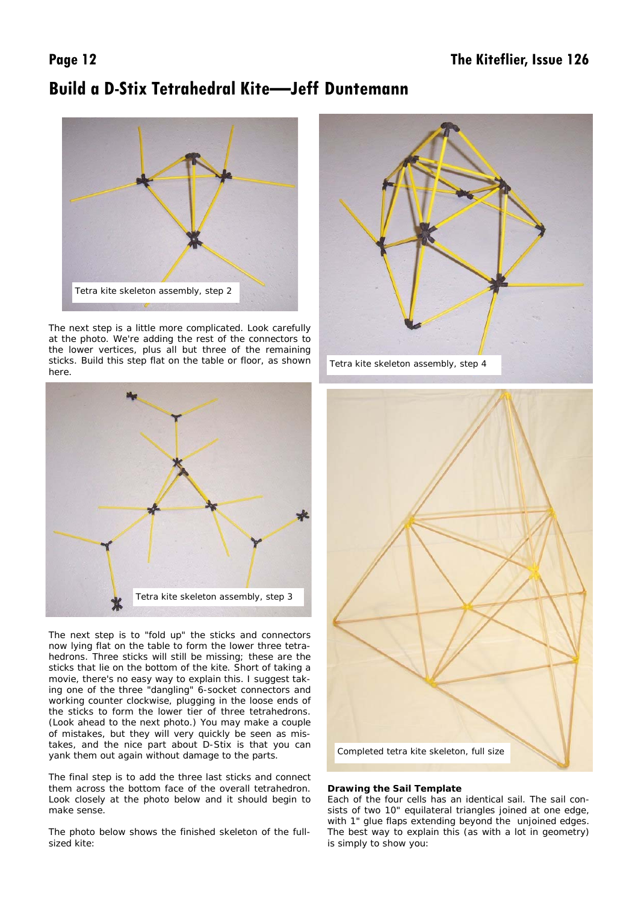# Build a D-Stix Tetrahedral Kite—Jeff Duntemann

Tetra kite skeleton assembly, step 2

The next step is a little more complicated. Look carefully at the photo. We're adding the rest of the connectors to the lower vertices, plus all but three of the remaining sticks. Build this step flat on the table or floor, as shown here.

Tetra kite skeleton assembly, step 3

The next step is to "fold up" the sticks and connectors now lying flat on the table to form the lower three tetrahedrons. Three sticks will still be missing; these are the sticks that lie on the bottom of the kite. Short of taking a movie, there's no easy way to explain this. I suggest taking one of the three "dangling" 6-socket connectors and working counter clockwise, plugging in the loose ends of the sticks to form the lower tier of three tetrahedrons. (Look ahead to the next photo.) You may make a couple of mistakes, but they will very quickly be seen as mistakes, and the nice part about D-Stix is that you can yank them out again without damage to the parts.

The final step is to add the three last sticks and connect them across the bottom face of the overall tetrahedron. Look closely at the photo below and it should begin to make sense.

The photo below shows the finished skeleton of the full-sized kite:

Tetra kite skeleton assembly, step 4

Completed tetra kite skeleton, full size

**Drawing the Sail Template**

Each of the four cells has an identical sail. The sail consists of two 10" equilateral triangles joined at one edge, with 1" glue flaps extending beyond the unjoined edges. The best way to explain this (as with a lot in geometry) is simply to show you: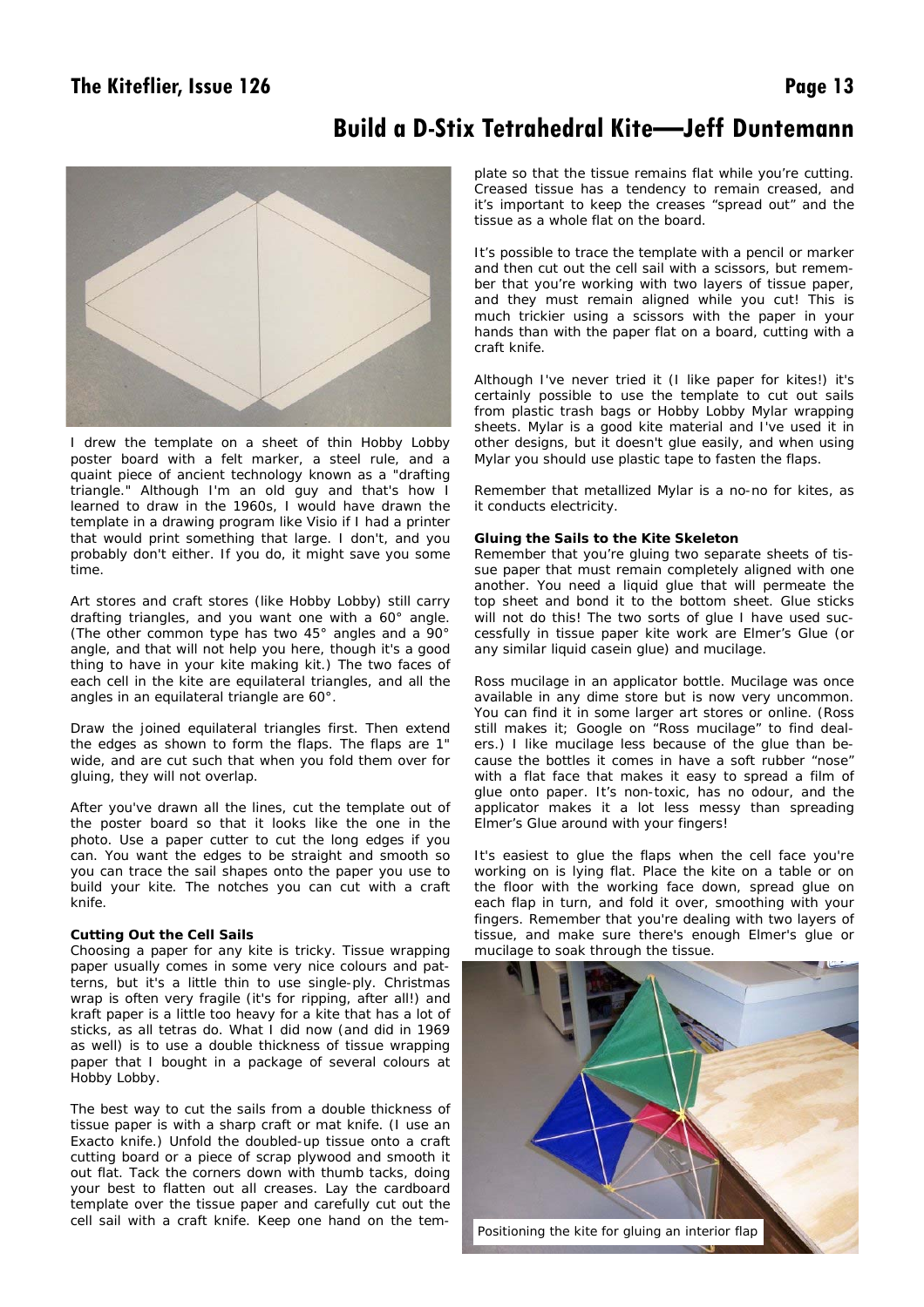# Build a D-Stix Tetrahedral Kite—Jeff Duntemann

I drew the template on a sheet of thin Hobby Lobby poster board with a felt marker, a steel rule, and a quaint piece of ancient technology known as a "drafting triangle." Although I'm an old guy and that's how I learned to draw in the 1960s, I would have drawn the template in a drawing program like Visio if I had a printer that would print something that large. I don't, and you probably don't either. If you do, it might save you some time.

Art stores and craft stores (like Hobby Lobby) still carry drafting triangles, and you want one with a 60° angle. (The other common type has two 45° angles and a 90° angle, and that will not help you here, though it's a good thing to have in your kite making kit.) The two faces of each cell in the kite are equilateral triangles, and all the angles in an equilateral triangle are 60°.

Draw the joined equilateral triangles first. Then extend the edges as shown to form the flaps. The flaps are 1" wide, and are cut such that when you fold them over for gluing, they will not overlap.

After you've drawn all the lines, cut the template out of the poster board so that it looks like the one in the photo. Use a paper cutter to cut the long edges if you can. You want the edges to be straight and smooth so you can trace the sail shapes onto the paper you use to build your kite. The notches you can cut with a craft knife.

**Cutting Out the Cell Sails**

Choosing a paper for any kite is tricky. Tissue wrapping paper usually comes in some very nice colours and patterns, but it's a little thin to use single-ply. Christmas wrap is often very fragile (it's for ripping, after all!) and kraft paper is a little too heavy for a kite that has a lot of sticks, as all tetras do. What I did now (and did in 1969 as well) is to use a double thickness of tissue wrapping paper that I bought in a package of several colours at Hobby Lobby.

The best way to cut the sails from a double thickness of tissue paper is with a sharp craft or mat knife. (I use an Exacto knife.) Unfold the doubled-up tissue onto a craft cutting board or a piece of scrap plywood and smooth it out flat. Tack the corners down with thumb tacks, doing your best to flatten out all creases. Lay the cardboard template over the tissue paper and carefully cut out the cell sail with a craft knife. Keep one hand on the template so that the tissue remains flat while you're cutting. Creased tissue has a tendency to remain creased, and it's important to keep the creases "spread out" and the tissue as a whole flat on the board.

It's possible to trace the template with a pencil or marker and then cut out the cell sail with a scissors, but remember that you're working with two layers of tissue paper, and they must remain aligned while you cut! This is much trickier using a scissors with the paper in your hands than with the paper flat on a board, cutting with a craft knife.

Although I've never tried it (I like paper for kites!) it's certainly possible to use the template to cut out sails from plastic trash bags or Hobby Lobby Mylar wrapping sheets. Mylar is a good kite material and I've used it in other designs, but it doesn't glue easily, and when using Mylar you should use plastic tape to fasten the flaps.

Remember that metallized Mylar is a no-no for kites, as it conducts electricity.

**Gluing the Sails to the Kite Skeleton**

Remember that you're gluing two separate sheets of tissue paper that must remain completely aligned with one another. You need a liquid glue that will permeate the top sheet and bond it to the bottom sheet. Glue sticks will not do this! The two sorts of glue I have used successfully in tissue paper kite work are Elmer's Glue (or any similar liquid casein glue) and mucilage.

Ross mucilage in an applicator bottle. Mucilage was once available in any dime store but is now very uncommon. You can find it in some larger art stores or online. (Ross still makes it; Google on "Ross mucilage" to find dealers.) I like mucilage less because of the glue than because the bottles it comes in have a soft rubber "nose" with a flat face that makes it easy to spread a film of glue onto paper. It's non-toxic, has no odour, and the applicator makes it a lot less messy than spreading Elmer's Glue around with your fingers!

It's easiest to glue the flaps when the cell face you're working on is lying flat. Place the kite on a table or on the floor with the working face down, spread glue on each flap in turn, and fold it over, smoothing with your fingers. Remember that you're dealing with two layers of tissue, and make sure there's enough Elmer's glue or mucilage to soak through the tissue.

Positioning the kite for gluing an interior flap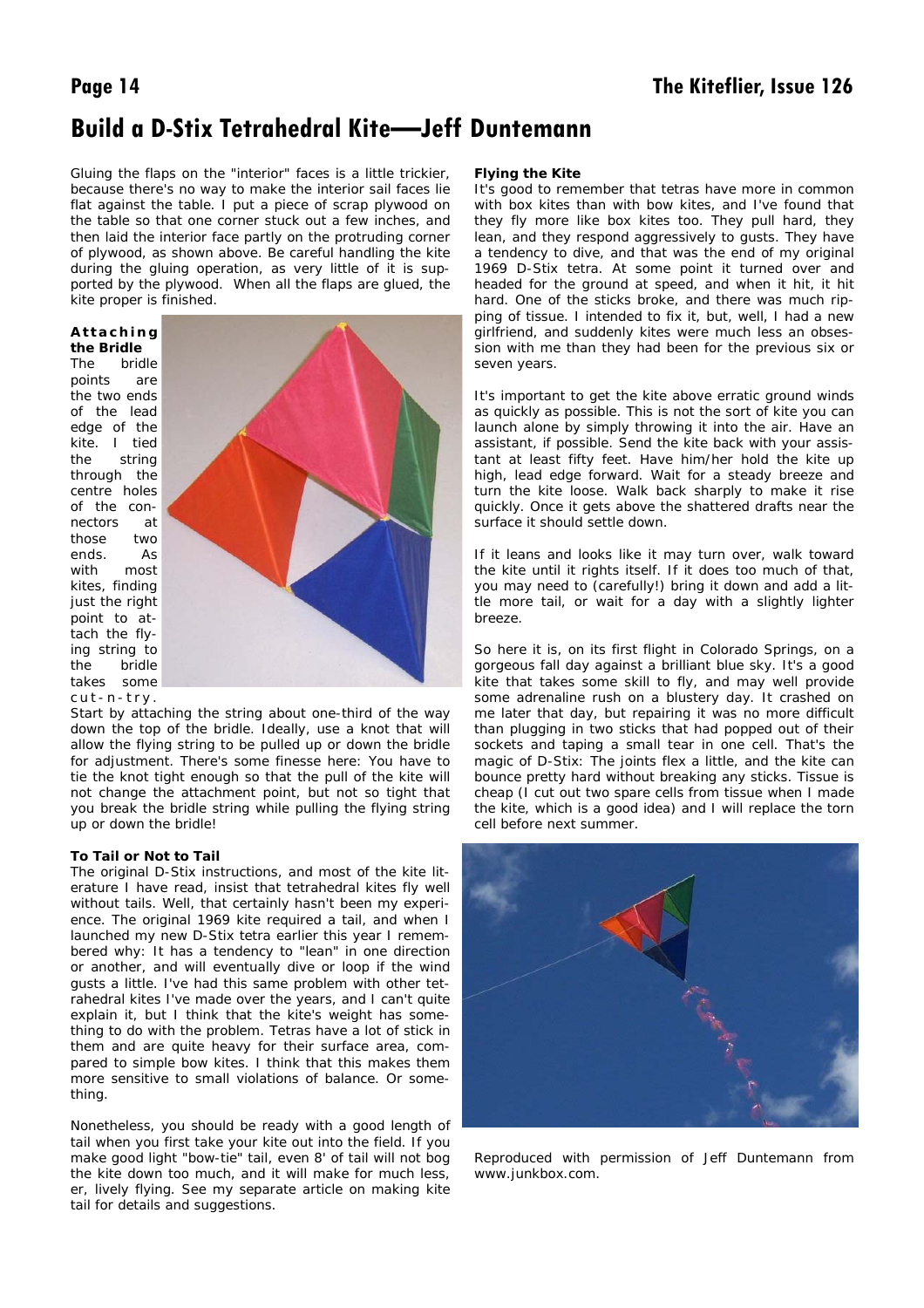# Build a D-Stix Tetrahedral Kite—Jeff Duntemann

Gluing the flaps on the "interior" faces is a little trickier, because there's no way to make the interior sail faces lie flat against the table. I put a piece of scrap plywood on the table so that one corner stuck out a few inches, and then laid the interior face partly on the protruding corner of plywood, as shown above. Be careful handling the kite during the gluing operation, as very little of it is supported by the plywood. When all the flaps are glued, the kite proper is finished.

**Attaching the Bridle**

The bridle points are the two ends of the lead edge of the kite. I tied the string through the centre holes of the connectors at those two ends. As with most kites, finding just the right point to attach the flying string to the bridle takes some cut-n-try. Start by attaching the string about one-third of the way down the top of the bridle. Ideally, use a knot that will allow the flying string to be pulled up or down the bridle for adjustment. There's some finesse here: You have to tie the knot tight enough so that the pull of the kite will not change the attachment point, but not so tight that you break the bridle string while pulling the flying string up or down the bridle!

**To Tail or Not to Tail**

The original D-Stix instructions, and most of the kite literature I have read, insist that tetrahedral kites fly well without tails. Well, that certainly hasn't been my experience. The original 1969 kite required a tail, and when I launched my new D-Stix tetra earlier this year I remembered why: It has a tendency to "lean" in one direction or another, and will eventually dive or loop if the wind gusts a little. I've had this same problem with other tetrahedral kites I've made over the years, and I can't quite explain it, but I think that the kite's weight has something to do with the problem. Tetras have a lot of stick in them and are quite heavy for their surface area, compared to simple bow kites. I think that this makes them more sensitive to small violations of balance. Or something.

Nonetheless, you should be ready with a good length of tail when you first take your kite out into the field. If you make good light "bow-tie" tail, even 8' of tail will not bog the kite down too much, and it will make for much less, er, lively flying. See my separate article on making kite tail for details and suggestions.

**Flying the Kite**

It's good to remember that tetras have more in common with box kites than with bow kites, and I've found that they fly more like box kites too. They pull hard, they lean, and they respond aggressively to gusts. They have a tendency to dive, and that was the end of my original 1969 D-Stix tetra. At some point it turned over and headed for the ground at speed, and when it hit, it hit hard. One of the sticks broke, and there was much ripping of tissue. I intended to fix it, but, well, I had a new girlfriend, and suddenly kites were much less an obsession with me than they had been for the previous six or seven years.

It's important to get the kite above erratic ground winds as quickly as possible. This is not the sort of kite you can launch alone by simply throwing it into the air. Have an assistant, if possible. Send the kite back with your assistant at least fifty feet. Have him/her hold the kite up high, lead edge forward. Wait for a steady breeze and turn the kite loose. Walk back sharply to make it rise quickly. Once it gets above the shattered drafts near the surface it should settle down.

If it leans and looks like it may turn over, walk toward the kite until it rights itself. If it does too much of that, you may need to (carefully!) bring it down and add a little more tail, or wait for a day with a slightly lighter breeze.

So here it is, on its first flight in Colorado Springs, on a gorgeous fall day against a brilliant blue sky. It's a good kite that takes some skill to fly, and may well provide some adrenaline rush on a blustery day. It crashed on me later that day, but repairing it was no more difficult than plugging in two sticks that had popped out of their sockets and taping a small tear in one cell. That's the magic of D-Stix: The joints flex a little, and the kite can bounce pretty hard without breaking any sticks. Tissue is cheap (I cut out two spare cells from tissue when I made the kite, which is a good idea) and I will replace the torn cell before next summer.

Reproduced with permission of Jeff Duntemann from www.junkbox.com.